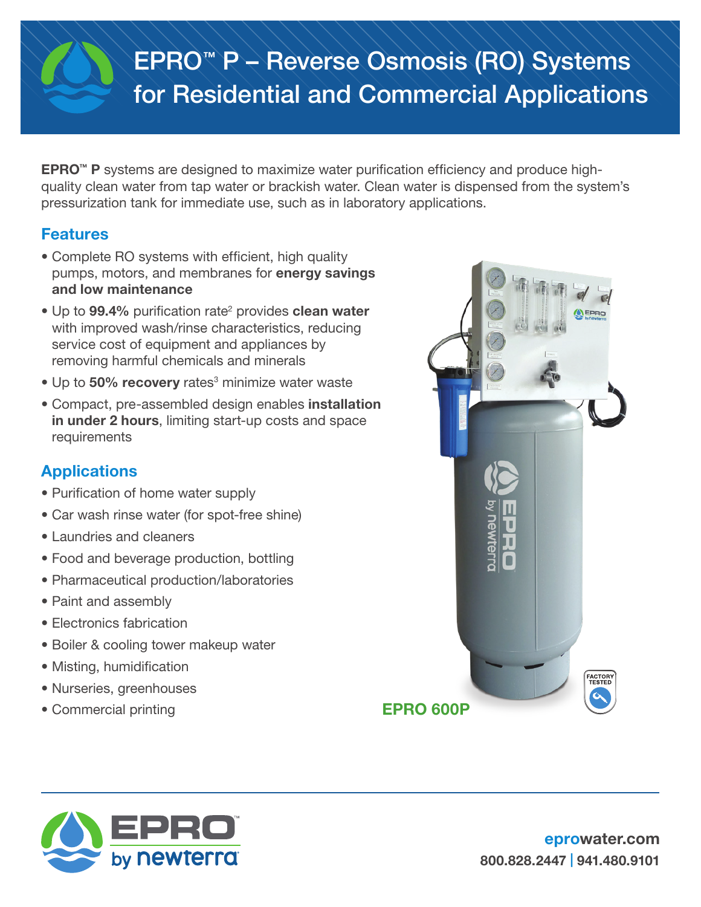# EPRO™ P – Reverse Osmosis (RO) Systems for Residential and Commercial Applications

**EPRO™ P** systems are designed to maximize water purification efficiency and produce high-quality clean water from tap water or brackish water. Clean water is dispensed from the system's pressurization tank for immediate use, such as in laboratory applications.

## Features

- Complete RO systems with efficient, high quality pumps, motors, and membranes for **energy savings and low maintenance**
- Up to **99.4%** purification rate[2] provides **clean water** with improved wash/rinse characteristics, reducing service cost of equipment and appliances by removing harmful chemicals and minerals
- Up to **50% recovery** rates[3] minimize water waste
- Compact, pre-assembled design enables **installation in under 2 hours**, limiting start-up costs and space requirements

## Applications

- Purification of home water supply
- Car wash rinse water (for spot-free shine)
- Laundries and cleaners
- Food and beverage production, bottling
- Pharmaceutical production/laboratories
- Paint and assembly
- Electronics fabrication
- Boiler & cooling tower makeup water
- Misting, humidification
- Nurseries, greenhouses
- Commercial printing

**EPRO 600P**

FACTORY TESTED

EPRO by newterra

eprowater.com
800.828.2447 | 941.480.9101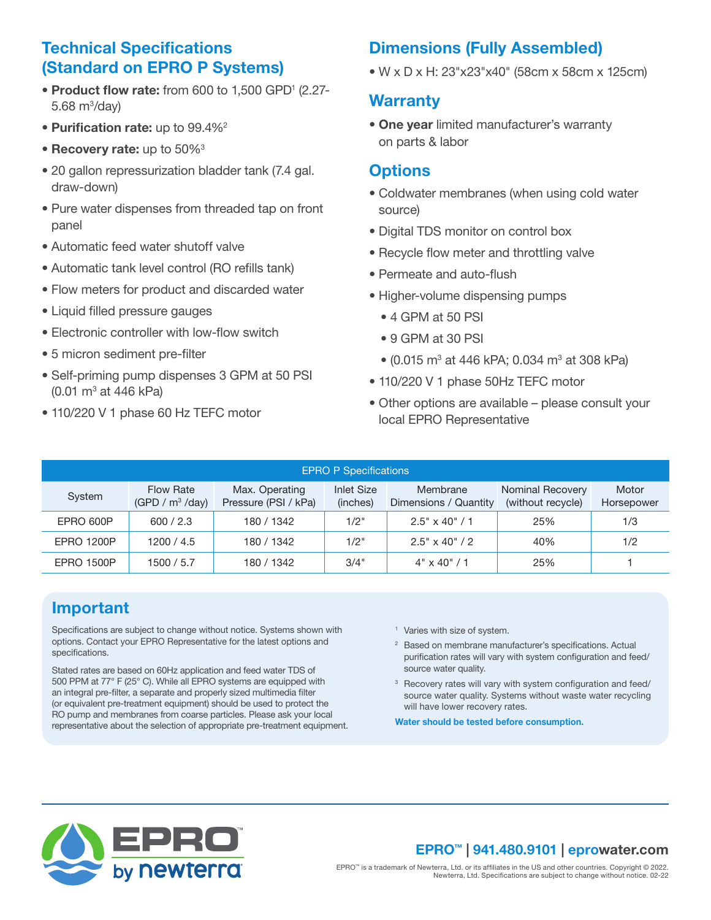## Technical Specifications (Standard on EPRO P Systems)

- **Product flow rate:** from 600 to 1,500 GPD[1] (2.27-5.68 $m^3$/day)
- **Purification rate:** up to 99.4%[2]
- **Recovery rate:** up to 50%[3]
- 20 gallon repressurization bladder tank (7.4 gal. draw-down)
- Pure water dispenses from threaded tap on front panel
- Automatic feed water shutoff valve
- Automatic tank level control (RO refills tank)
- Flow meters for product and discarded water
- Liquid filled pressure gauges
- Electronic controller with low-flow switch
- 5 micron sediment pre-filter
- Self-priming pump dispenses 3 GPM at 50 PSI (0.01 $m^3$ at 446 kPa)
- 110/220 V 1 phase 60 Hz TEFC motor

## Dimensions (Fully Assembled)

- W x D x H: 23"x23"x40" (58cm x 58cm x 125cm)

## Warranty

- **One year** limited manufacturer's warranty on parts & labor

## Options

- Coldwater membranes (when using cold water source)
- Digital TDS monitor on control box
- Recycle flow meter and throttling valve
- Permeate and auto-flush
- Higher-volume dispensing pumps
  - 4 GPM at 50 PSI
  - 9 GPM at 30 PSI
  - (0.015 $m^3$ at 446 kPa; 0.034 $m^3$ at 308 kPa)
- 110/220 V 1 phase 50Hz TEFC motor
- Other options are available – please consult your local EPRO Representative

**EPRO P Specifications**

| System | Flow Rate (GPD / $m^3$ /day) | Max. Operating Pressure (PSI / kPa) | Inlet Size (inches) | Membrane Dimensions / Quantity | Nominal Recovery (without recycle) | Motor Horsepower |
|---|---|---|---|---|---|---|
| EPRO 600P | 600 / 2.3 | 180 / 1342 | 1/2" | 2.5" x 40" / 1 | 25% | 1/3 |
| EPRO 1200P | 1200 / 4.5 | 180 / 1342 | 1/2" | 2.5" x 40" / 2 | 40% | 1/2 |
| EPRO 1500P | 1500 / 5.7 | 180 / 1342 | 3/4" | 4" x 40" / 1 | 25% | 1 |

## Important

Specifications are subject to change without notice. Systems shown with options. Contact your EPRO Representative for the latest options and specifications.

Stated rates are based on 60Hz application and feed water TDS of 500 PPM at 77° F (25° C). While all EPRO systems are equipped with an integral pre-filter, a separate and properly sized multimedia filter (or equivalent pre-treatment equipment) should be used to protect the RO pump and membranes from coarse particles. Please ask your local representative about the selection of appropriate pre-treatment equipment.

[1] Varies with size of system.

[2] Based on membrane manufacturer's specifications. Actual purification rates will vary with system configuration and feed/source water quality.

[3] Recovery rates will vary with system configuration and feed/source water quality. Systems without waste water recycling will have lower recovery rates.

**Water should be tested before consumption.**

EPRO by newterra

**EPRO™ | 941.480.9101 | eprowater.com**

EPRO™ is a trademark of Newterra, Ltd. or its affiliates in the US and other countries. Copyright © 2022. Newterra, Ltd. Specifications are subject to change without notice. 02-22